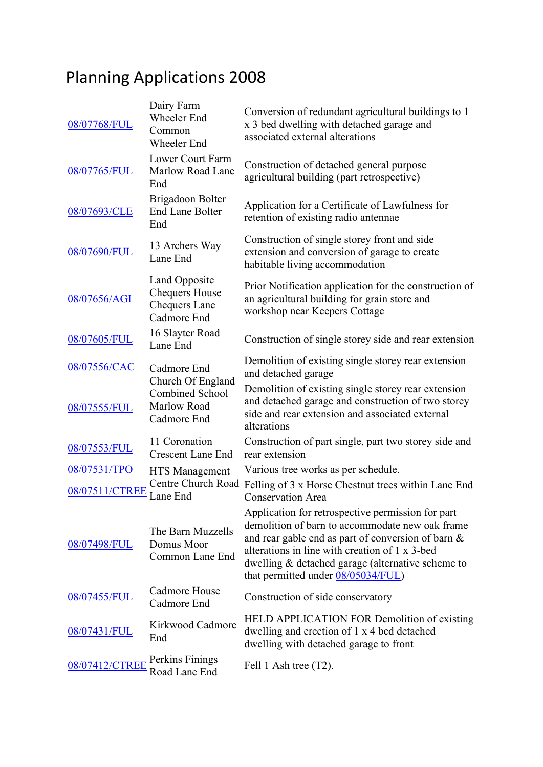# Planning Applications 2008

| | | |
|---|---|---|
| 08/07768/FUL | Dairy Farm Wheeler End Common Wheeler End | Conversion of redundant agricultural buildings to 1 x 3 bed dwelling with detached garage and associated external alterations |
| 08/07765/FUL | Lower Court Farm Marlow Road Lane End | Construction of detached general purpose agricultural building (part retrospective) |
| 08/07693/CLE | Brigadoon Bolter End Lane Bolter End | Application for a Certificate of Lawfulness for retention of existing radio antennae |
| 08/07690/FUL | 13 Archers Way Lane End | Construction of single storey front and side extension and conversion of garage to create habitable living accommodation |
| 08/07656/AGI | Land Opposite Chequers House Chequers Lane Cadmore End | Prior Notification application for the construction of an agricultural building for grain store and workshop near Keepers Cottage |
| 08/07605/FUL | 16 Slayter Road Lane End | Construction of single storey side and rear extension |
| 08/07556/CAC | Cadmore End Church Of England Combined School Marlow Road Cadmore End | Demolition of existing single storey rear extension and detached garage |
| 08/07555/FUL | | Demolition of existing single storey rear extension and detached garage and construction of two storey side and rear extension and associated external alterations |
| 08/07553/FUL | 11 Coronation Crescent Lane End | Construction of part single, part two storey side and rear extension |
| 08/07531/TPO | HTS Management Centre Church Road Lane End | Various tree works as per schedule. |
| 08/07511/CTREE | | Felling of 3 x Horse Chestnut trees within Lane End Conservation Area |
| 08/07498/FUL | The Barn Muzzells Domus Moor Common Lane End | Application for retrospective permission for part demolition of barn to accommodate new oak frame and rear gable end as part of conversion of barn & alterations in line with creation of 1 x 3-bed dwelling & detached garage (alternative scheme to that permitted under 08/05034/FUL) |
| 08/07455/FUL | Cadmore House Cadmore End | Construction of side conservatory |
| 08/07431/FUL | Kirkwood Cadmore End | HELD APPLICATION FOR Demolition of existing dwelling and erection of 1 x 4 bed detached dwelling with detached garage to front |
| 08/07412/CTREE | Perkins Finings Road Lane End | Fell 1 Ash tree (T2). |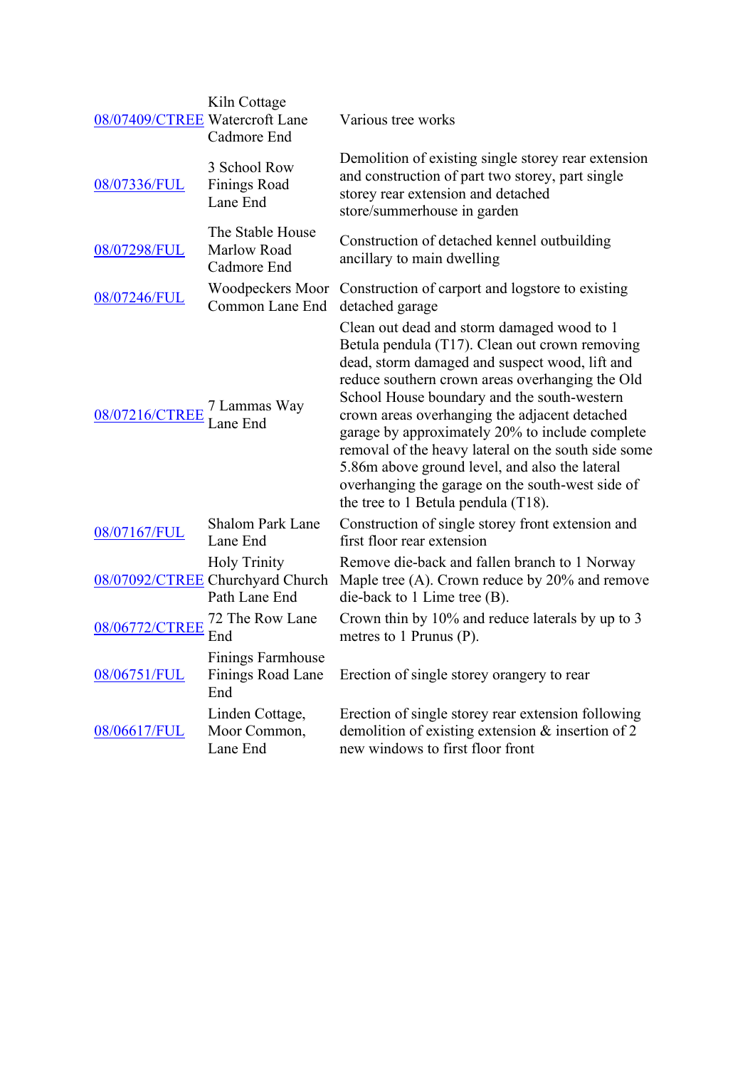| | | |
|---|---|---|
| 08/07409/CTREE | Kiln Cottage Watercroft Lane Cadmore End | Various tree works |
| 08/07336/FUL | 3 School Row Finings Road Lane End | Demolition of existing single storey rear extension and construction of part two storey, part single storey rear extension and detached store/summerhouse in garden |
| 08/07298/FUL | The Stable House Marlow Road Cadmore End | Construction of detached kennel outbuilding ancillary to main dwelling |
| 08/07246/FUL | Woodpeckers Moor Common Lane End | Construction of carport and logstore to existing detached garage |
| 08/07216/CTREE | 7 Lammas Way Lane End | Clean out dead and storm damaged wood to 1 Betula pendula (T17). Clean out crown removing dead, storm damaged and suspect wood, lift and reduce southern crown areas overhanging the Old School House boundary and the south-western crown areas overhanging the adjacent detached garage by approximately 20% to include complete removal of the heavy lateral on the south side some 5.86m above ground level, and also the lateral overhanging the garage on the south-west side of the tree to 1 Betula pendula (T18). |
| 08/07167/FUL | Shalom Park Lane Lane End | Construction of single storey front extension and first floor rear extension |
| 08/07092/CTREE | Holy Trinity Churchyard Church Path Lane End | Remove die-back and fallen branch to 1 Norway Maple tree (A). Crown reduce by 20% and remove die-back to 1 Lime tree (B). |
| 08/06772/CTREE | 72 The Row Lane End | Crown thin by 10% and reduce laterals by up to 3 metres to 1 Prunus (P). |
| 08/06751/FUL | Finings Farmhouse Finings Road Lane End | Erection of single storey orangery to rear |
| 08/06617/FUL | Linden Cottage, Moor Common, Lane End | Erection of single storey rear extension following demolition of existing extension & insertion of 2 new windows to first floor front |